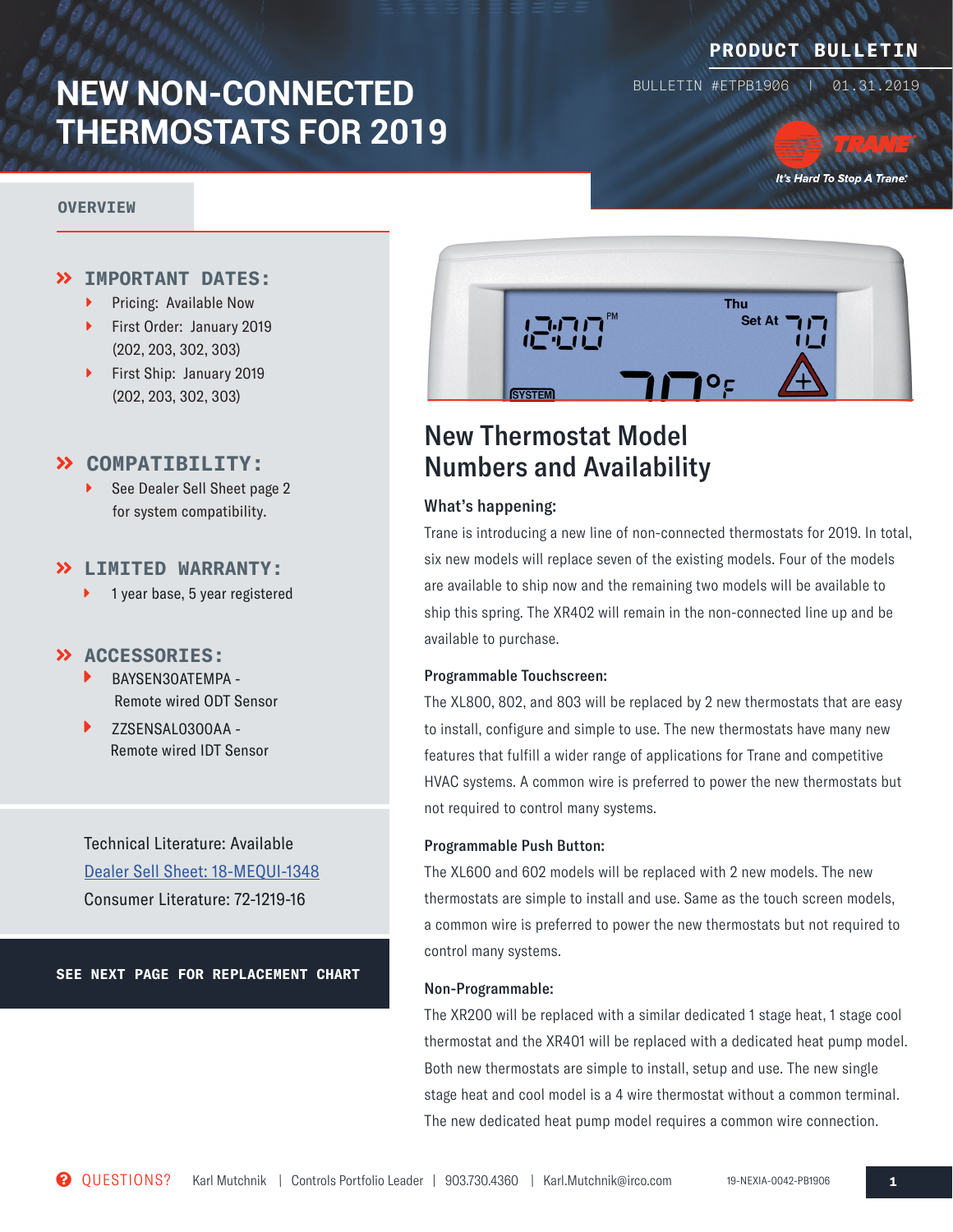PRODUCT BULLETIN

BULLETIN #ETPB1906 | 01.31.2019

# NEW NON-CONNECTED THERMOSTATS FOR 2019

TRANE
It's Hard To Stop A Trane.®

## OVERVIEW

### » IMPORTANT DATES:

- Pricing: Available Now
- First Order: January 2019 (202, 203, 302, 303)
- First Ship: January 2019 (202, 203, 302, 303)

### » COMPATIBILITY:

- See Dealer Sell Sheet page 2 for system compatibility.

### » LIMITED WARRANTY:

- 1 year base, 5 year registered

### » ACCESSORIES:

- BAYSEN30ATEMPA - Remote wired ODT Sensor
- ZZSENSAL0300AA - Remote wired IDT Sensor

Technical Literature: Available
Dealer Sell Sheet: 18-MEQUI-1348
Consumer Literature: 72-1219-16

**SEE NEXT PAGE FOR REPLACEMENT CHART**

## New Thermostat Model Numbers and Availability

### What's happening:

Trane is introducing a new line of non-connected thermostats for 2019. In total, six new models will replace seven of the existing models. Four of the models are available to ship now and the remaining two models will be available to ship this spring. The XR402 will remain in the non-connected line up and be available to purchase.

**Programmable Touchscreen:**

The XL800, 802, and 803 will be replaced by 2 new thermostats that are easy to install, configure and simple to use. The new thermostats have many new features that fulfill a wider range of applications for Trane and competitive HVAC systems. A common wire is preferred to power the new thermostats but not required to control many systems.

**Programmable Push Button:**

The XL600 and 602 models will be replaced with 2 new models. The new thermostats are simple to install and use. Same as the touch screen models, a common wire is preferred to power the new thermostats but not required to control many systems.

**Non-Programmable:**

The XR200 will be replaced with a similar dedicated 1 stage heat, 1 stage cool thermostat and the XR401 will be replaced with a dedicated heat pump model. Both new thermostats are simple to install, setup and use. The new single stage heat and cool model is a 4 wire thermostat without a common terminal. The new dedicated heat pump model requires a common wire connection.

QUESTIONS? Karl Mutchnik | Controls Portfolio Leader | 903.730.4360 | Karl.Mutchnik@irco.com

19-NEXIA-0042-PB1906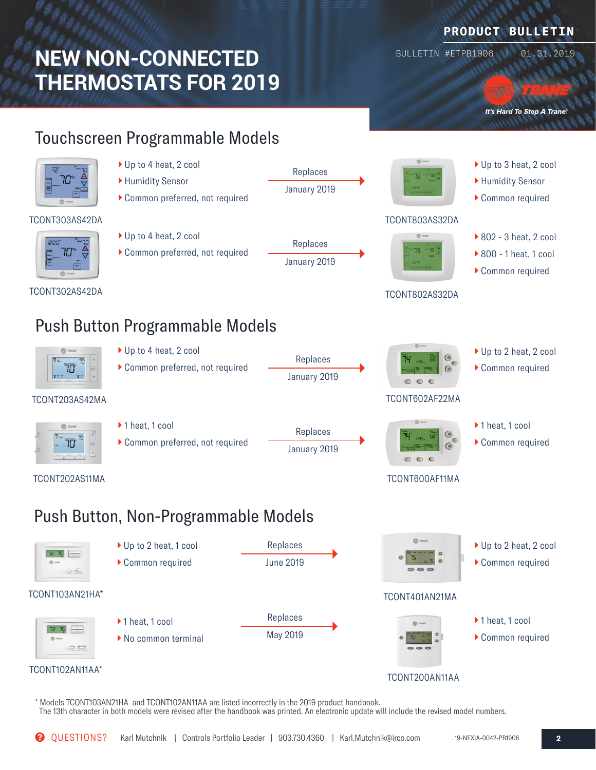PRODUCT BULLETIN

BULLETIN #ETPB1906 | 01.31.2019

# NEW NON-CONNECTED THERMOSTATS FOR 2019

TRANE

It's Hard To Stop A Trane.

## Touchscreen Programmable Models

**TCONT303AS42DA**
- Up to 4 heat, 2 cool
- Humidity Sensor
- Common preferred, not required

Replaces January 2019 →

**TCONT803AS32DA**
- Up to 3 heat, 2 cool
- Humidity Sensor
- Common required

**TCONT302AS42DA**
- Up to 4 heat, 2 cool
- Common preferred, not required

Replaces January 2019 →

**TCONT802AS32DA**
- 802 - 3 heat, 2 cool
- 800 - 1 heat, 1 cool
- Common required

## Push Button Programmable Models

**TCONT203AS42MA**
- Up to 4 heat, 2 cool
- Common preferred, not required

Replaces January 2019 →

**TCONT602AF22MA**
- Up to 2 heat, 2 cool
- Common required

**TCONT202AS11MA**
- 1 heat, 1 cool
- Common preferred, not required

Replaces January 2019 →

**TCONT600AF11MA**
- 1 heat, 1 cool
- Common required

## Push Button, Non-Programmable Models

**TCONT103AN21HA***
- Up to 2 heat, 1 cool
- Common required

Replaces June 2019 →

**TCONT401AN21MA**
- Up to 2 heat, 2 cool
- Common required

**TCONT102AN11AA***
- 1 heat, 1 cool
- No common terminal

Replaces May 2019 →

**TCONT200AN11AA**
- 1 heat, 1 cool
- Common required

\* Models TCONT103AN21HA and TCONT102AN11AA are listed incorrectly in the 2019 product handbook. The 13th character in both models were revised after the handbook was printed. An electronic update will include the revised model numbers.

QUESTIONS? Karl Mutchnik | Controls Portfolio Leader | 903.730.4360 | Karl.Mutchnik@irco.com

19-NEXIA-0042-PB1906